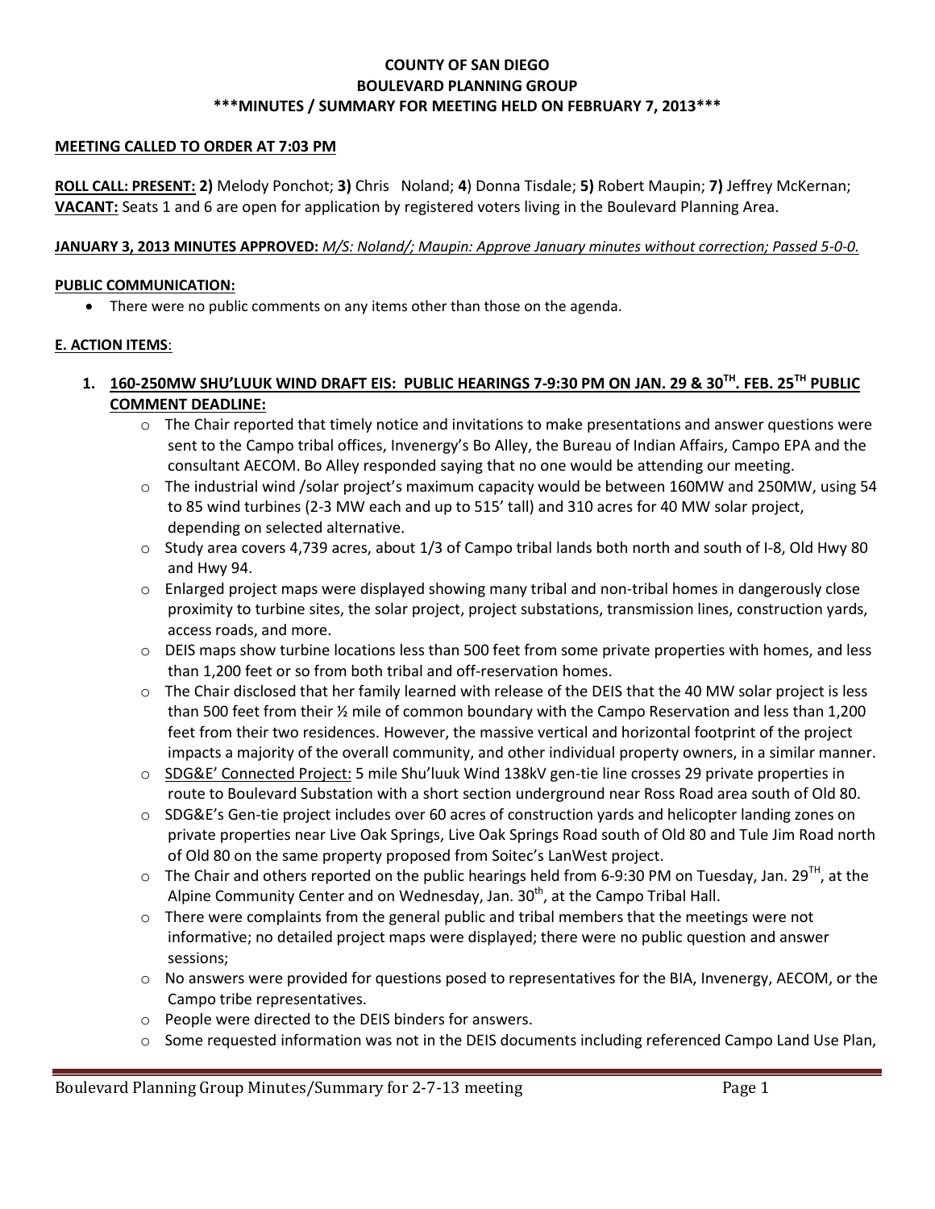**COUNTY OF SAN DIEGO**
**BOULEVARD PLANNING GROUP**
**\*\*\*MINUTES / SUMMARY FOR MEETING HELD ON FEBRUARY 7, 2013\*\*\***

**MEETING CALLED TO ORDER AT 7:03 PM**

**ROLL CALL: PRESENT: 2)** Melody Ponchot; **3)** Chris Noland; **4**) Donna Tisdale; **5)** Robert Maupin; **7)** Jeffrey McKernan;
**VACANT:** Seats 1 and 6 are open for application by registered voters living in the Boulevard Planning Area.

**JANUARY 3, 2013 MINUTES APPROVED:** *M/S: Noland/; Maupin: Approve January minutes without correction; Passed 5-0-0.*

**PUBLIC COMMUNICATION:**

- There were no public comments on any items other than those on the agenda.

**E. ACTION ITEMS**:

1. **160-250MW SHU'LUUK WIND DRAFT EIS: PUBLIC HEARINGS 7-9:30 PM ON JAN. 29 & 30TH. FEB. 25TH PUBLIC COMMENT DEADLINE:**
   - The Chair reported that timely notice and invitations to make presentations and answer questions were sent to the Campo tribal offices, Invenergy's Bo Alley, the Bureau of Indian Affairs, Campo EPA and the consultant AECOM. Bo Alley responded saying that no one would be attending our meeting.
   - The industrial wind /solar project's maximum capacity would be between 160MW and 250MW, using 54 to 85 wind turbines (2-3 MW each and up to 515' tall) and 310 acres for 40 MW solar project, depending on selected alternative.
   - Study area covers 4,739 acres, about 1/3 of Campo tribal lands both north and south of I-8, Old Hwy 80 and Hwy 94.
   - Enlarged project maps were displayed showing many tribal and non-tribal homes in dangerously close proximity to turbine sites, the solar project, project substations, transmission lines, construction yards, access roads, and more.
   - DEIS maps show turbine locations less than 500 feet from some private properties with homes, and less than 1,200 feet or so from both tribal and off-reservation homes.
   - The Chair disclosed that her family learned with release of the DEIS that the 40 MW solar project is less than 500 feet from their ½ mile of common boundary with the Campo Reservation and less than 1,200 feet from their two residences. However, the massive vertical and horizontal footprint of the project impacts a majority of the overall community, and other individual property owners, in a similar manner.
   - SDG&E' Connected Project: 5 mile Shu'luuk Wind 138kV gen-tie line crosses 29 private properties in route to Boulevard Substation with a short section underground near Ross Road area south of Old 80.
   - SDG&E's Gen-tie project includes over 60 acres of construction yards and helicopter landing zones on private properties near Live Oak Springs, Live Oak Springs Road south of Old 80 and Tule Jim Road north of Old 80 on the same property proposed from Soitec's LanWest project.
   - The Chair and others reported on the public hearings held from 6-9:30 PM on Tuesday, Jan. 29TH, at the Alpine Community Center and on Wednesday, Jan. 30th, at the Campo Tribal Hall.
   - There were complaints from the general public and tribal members that the meetings were not informative; no detailed project maps were displayed; there were no public question and answer sessions;
   - No answers were provided for questions posed to representatives for the BIA, Invenergy, AECOM, or the Campo tribe representatives.
   - People were directed to the DEIS binders for answers.
   - Some requested information was not in the DEIS documents including referenced Campo Land Use Plan,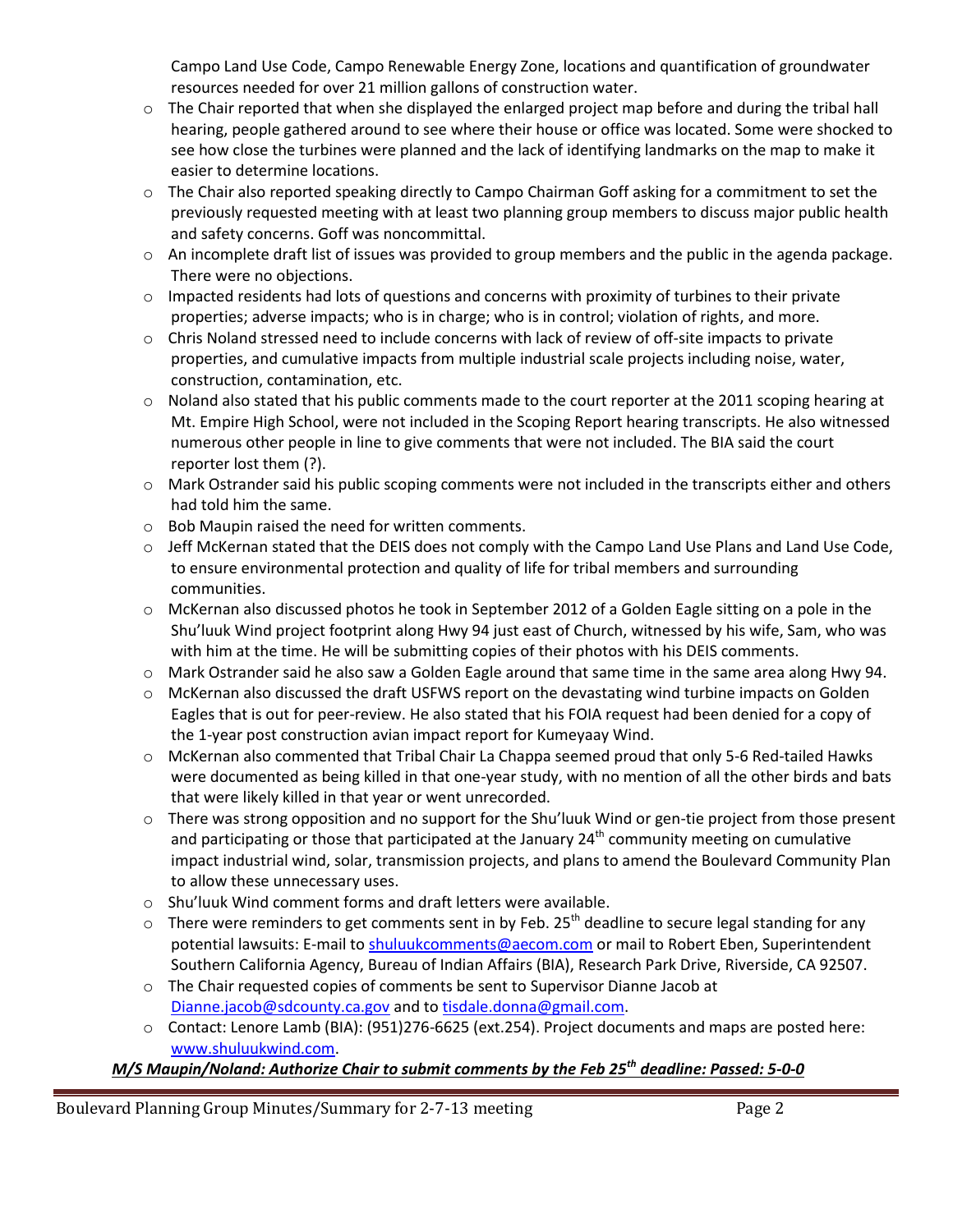Campo Land Use Code, Campo Renewable Energy Zone, locations and quantification of groundwater resources needed for over 21 million gallons of construction water.

- The Chair reported that when she displayed the enlarged project map before and during the tribal hall hearing, people gathered around to see where their house or office was located. Some were shocked to see how close the turbines were planned and the lack of identifying landmarks on the map to make it easier to determine locations.
- The Chair also reported speaking directly to Campo Chairman Goff asking for a commitment to set the previously requested meeting with at least two planning group members to discuss major public health and safety concerns. Goff was noncommittal.
- An incomplete draft list of issues was provided to group members and the public in the agenda package. There were no objections.
- Impacted residents had lots of questions and concerns with proximity of turbines to their private properties; adverse impacts; who is in charge; who is in control; violation of rights, and more.
- Chris Noland stressed need to include concerns with lack of review of off-site impacts to private properties, and cumulative impacts from multiple industrial scale projects including noise, water, construction, contamination, etc.
- Noland also stated that his public comments made to the court reporter at the 2011 scoping hearing at Mt. Empire High School, were not included in the Scoping Report hearing transcripts. He also witnessed numerous other people in line to give comments that were not included. The BIA said the court reporter lost them (?).
- Mark Ostrander said his public scoping comments were not included in the transcripts either and others had told him the same.
- Bob Maupin raised the need for written comments.
- Jeff McKernan stated that the DEIS does not comply with the Campo Land Use Plans and Land Use Code, to ensure environmental protection and quality of life for tribal members and surrounding communities.
- McKernan also discussed photos he took in September 2012 of a Golden Eagle sitting on a pole in the Shu'luuk Wind project footprint along Hwy 94 just east of Church, witnessed by his wife, Sam, who was with him at the time. He will be submitting copies of their photos with his DEIS comments.
- Mark Ostrander said he also saw a Golden Eagle around that same time in the same area along Hwy 94.
- McKernan also discussed the draft USFWS report on the devastating wind turbine impacts on Golden Eagles that is out for peer-review. He also stated that his FOIA request had been denied for a copy of the 1-year post construction avian impact report for Kumeyaay Wind.
- McKernan also commented that Tribal Chair La Chappa seemed proud that only 5-6 Red-tailed Hawks were documented as being killed in that one-year study, with no mention of all the other birds and bats that were likely killed in that year or went unrecorded.
- There was strong opposition and no support for the Shu'luuk Wind or gen-tie project from those present and participating or those that participated at the January 24th community meeting on cumulative impact industrial wind, solar, transmission projects, and plans to amend the Boulevard Community Plan to allow these unnecessary uses.
- Shu'luuk Wind comment forms and draft letters were available.
- There were reminders to get comments sent in by Feb. 25th deadline to secure legal standing for any potential lawsuits: E-mail to shuluukcomments@aecom.com or mail to Robert Eben, Superintendent Southern California Agency, Bureau of Indian Affairs (BIA), Research Park Drive, Riverside, CA 92507.
- The Chair requested copies of comments be sent to Supervisor Dianne Jacob at Dianne.jacob@sdcounty.ca.gov and to tisdale.donna@gmail.com.
- Contact: Lenore Lamb (BIA): (951)276-6625 (ext.254). Project documents and maps are posted here: www.shuluukwind.com.

***M/S Maupin/Noland: Authorize Chair to submit comments by the Feb 25th deadline: Passed: 5-0-0***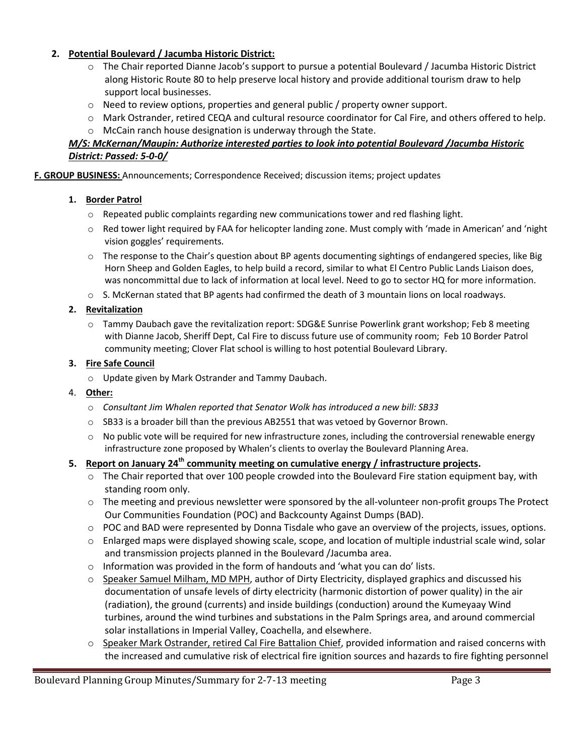2. **<u>Potential Boulevard / Jacumba Historic District:</u>**
   - The Chair reported Dianne Jacob's support to pursue a potential Boulevard / Jacumba Historic District along Historic Route 80 to help preserve local history and provide additional tourism draw to help support local businesses.
   - Need to review options, properties and general public / property owner support.
   - Mark Ostrander, retired CEQA and cultural resource coordinator for Cal Fire, and others offered to help.
   - McCain ranch house designation is underway through the State.

   ***<u>M/S: McKernan/Maupin: Authorize interested parties to look into potential Boulevard /Jacumba Historic District: Passed: 5-0-0/</u>***

**<u>F. GROUP BUSINESS:</u>** Announcements; Correspondence Received; discussion items; project updates

1. **<u>Border Patrol</u>**
   - Repeated public complaints regarding new communications tower and red flashing light.
   - Red tower light required by FAA for helicopter landing zone. Must comply with 'made in American' and 'night vision goggles' requirements.
   - The response to the Chair's question about BP agents documenting sightings of endangered species, like Big Horn Sheep and Golden Eagles, to help build a record, similar to what El Centro Public Lands Liaison does, was noncommittal due to lack of information at local level. Need to go to sector HQ for more information.
   - S. McKernan stated that BP agents had confirmed the death of 3 mountain lions on local roadways.

2. **<u>Revitalization</u>**
   - Tammy Daubach gave the revitalization report: SDG&E Sunrise Powerlink grant workshop; Feb 8 meeting with Dianne Jacob, Sheriff Dept, Cal Fire to discuss future use of community room; Feb 10 Border Patrol community meeting; Clover Flat school is willing to host potential Boulevard Library.

3. **<u>Fire Safe Council</u>**
   - Update given by Mark Ostrander and Tammy Daubach.

4. **<u>Other:</u>**
   - *Consultant Jim Whalen reported that Senator Wolk has introduced a new bill: SB33*
   - SB33 is a broader bill than the previous AB2551 that was vetoed by Governor Brown.
   - No public vote will be required for new infrastructure zones, including the controversial renewable energy infrastructure zone proposed by Whalen's clients to overlay the Boulevard Planning Area.

5. **<u>Report on January 24th community meeting on cumulative energy / infrastructure projects</u>.**
   - The Chair reported that over 100 people crowded into the Boulevard Fire station equipment bay, with standing room only.
   - The meeting and previous newsletter were sponsored by the all-volunteer non-profit groups The Protect Our Communities Foundation (POC) and Backcounty Against Dumps (BAD).
   - POC and BAD were represented by Donna Tisdale who gave an overview of the projects, issues, options.
   - Enlarged maps were displayed showing scale, scope, and location of multiple industrial scale wind, solar and transmission projects planned in the Boulevard /Jacumba area.
   - Information was provided in the form of handouts and 'what you can do' lists.
   - <u>Speaker Samuel Milham, MD MPH</u>, author of Dirty Electricity, displayed graphics and discussed his documentation of unsafe levels of dirty electricity (harmonic distortion of power quality) in the air (radiation), the ground (currents) and inside buildings (conduction) around the Kumeyaay Wind turbines, around the wind turbines and substations in the Palm Springs area, and around commercial solar installations in Imperial Valley, Coachella, and elsewhere.
   - <u>Speaker Mark Ostrander, retired Cal Fire Battalion Chief</u>, provided information and raised concerns with the increased and cumulative risk of electrical fire ignition sources and hazards to fire fighting personnel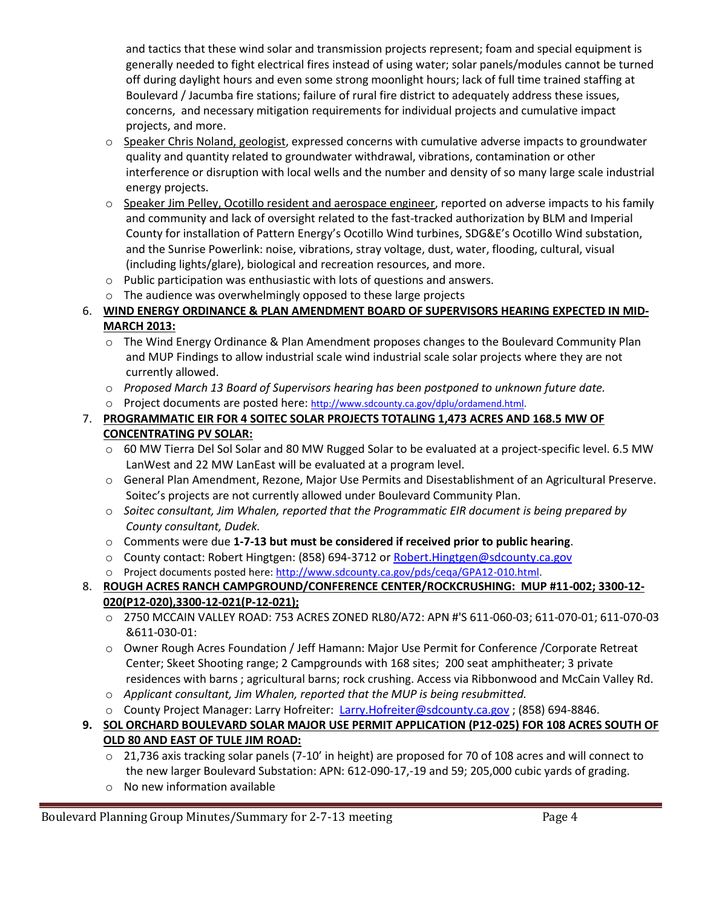and tactics that these wind solar and transmission projects represent; foam and special equipment is generally needed to fight electrical fires instead of using water; solar panels/modules cannot be turned off during daylight hours and even some strong moonlight hours; lack of full time trained staffing at Boulevard / Jacumba fire stations; failure of rural fire district to adequately address these issues, concerns, and necessary mitigation requirements for individual projects and cumulative impact projects, and more.

- Speaker Chris Noland, geologist, expressed concerns with cumulative adverse impacts to groundwater quality and quantity related to groundwater withdrawal, vibrations, contamination or other interference or disruption with local wells and the number and density of so many large scale industrial energy projects.
- Speaker Jim Pelley, Ocotillo resident and aerospace engineer, reported on adverse impacts to his family and community and lack of oversight related to the fast-tracked authorization by BLM and Imperial County for installation of Pattern Energy's Ocotillo Wind turbines, SDG&E's Ocotillo Wind substation, and the Sunrise Powerlink: noise, vibrations, stray voltage, dust, water, flooding, cultural, visual (including lights/glare), biological and recreation resources, and more.
- Public participation was enthusiastic with lots of questions and answers.
- The audience was overwhelmingly opposed to these large projects

6. **WIND ENERGY ORDINANCE & PLAN AMENDMENT BOARD OF SUPERVISORS HEARING EXPECTED IN MID-MARCH 2013:**
   - The Wind Energy Ordinance & Plan Amendment proposes changes to the Boulevard Community Plan and MUP Findings to allow industrial scale wind industrial scale solar projects where they are not currently allowed.
   - *Proposed March 13 Board of Supervisors hearing has been postponed to unknown future date.*
   - Project documents are posted here: http://www.sdcounty.ca.gov/dplu/ordamend.html.

7. **PROGRAMMATIC EIR FOR 4 SOITEC SOLAR PROJECTS TOTALING 1,473 ACRES AND 168.5 MW OF CONCENTRATING PV SOLAR:**
   - 60 MW Tierra Del Sol Solar and 80 MW Rugged Solar to be evaluated at a project-specific level. 6.5 MW LanWest and 22 MW LanEast will be evaluated at a program level.
   - General Plan Amendment, Rezone, Major Use Permits and Disestablishment of an Agricultural Preserve. Soitec's projects are not currently allowed under Boulevard Community Plan.
   - *Soitec consultant, Jim Whalen, reported that the Programmatic EIR document is being prepared by County consultant, Dudek.*
   - Comments were due **1-7-13 but must be considered if received prior to public hearing**.
   - County contact: Robert Hingtgen: (858) 694-3712 or Robert.Hingtgen@sdcounty.ca.gov
   - Project documents posted here: http://www.sdcounty.ca.gov/pds/ceqa/GPA12-010.html.

8. **ROUGH ACRES RANCH CAMPGROUND/CONFERENCE CENTER/ROCKCRUSHING: MUP #11-002; 3300-12-020(P12-020),3300-12-021(P-12-021);**
   - 2750 MCCAIN VALLEY ROAD: 753 ACRES ZONED RL80/A72: APN #'S 611-060-03; 611-070-01; 611-070-03 &611-030-01:
   - Owner Rough Acres Foundation / Jeff Hamann: Major Use Permit for Conference /Corporate Retreat Center; Skeet Shooting range; 2 Campgrounds with 168 sites; 200 seat amphitheater; 3 private residences with barns ; agricultural barns; rock crushing. Access via Ribbonwood and McCain Valley Rd.
   - *Applicant consultant, Jim Whalen, reported that the MUP is being resubmitted.*
   - County Project Manager: Larry Hofreiter: Larry.Hofreiter@sdcounty.ca.gov ; (858) 694-8846.

9. **SOL ORCHARD BOULEVARD SOLAR MAJOR USE PERMIT APPLICATION (P12-025) FOR 108 ACRES SOUTH OF OLD 80 AND EAST OF TULE JIM ROAD:**
   - 21,736 axis tracking solar panels (7-10' in height) are proposed for 70 of 108 acres and will connect to the new larger Boulevard Substation: APN: 612-090-17,-19 and 59; 205,000 cubic yards of grading.
   - No new information available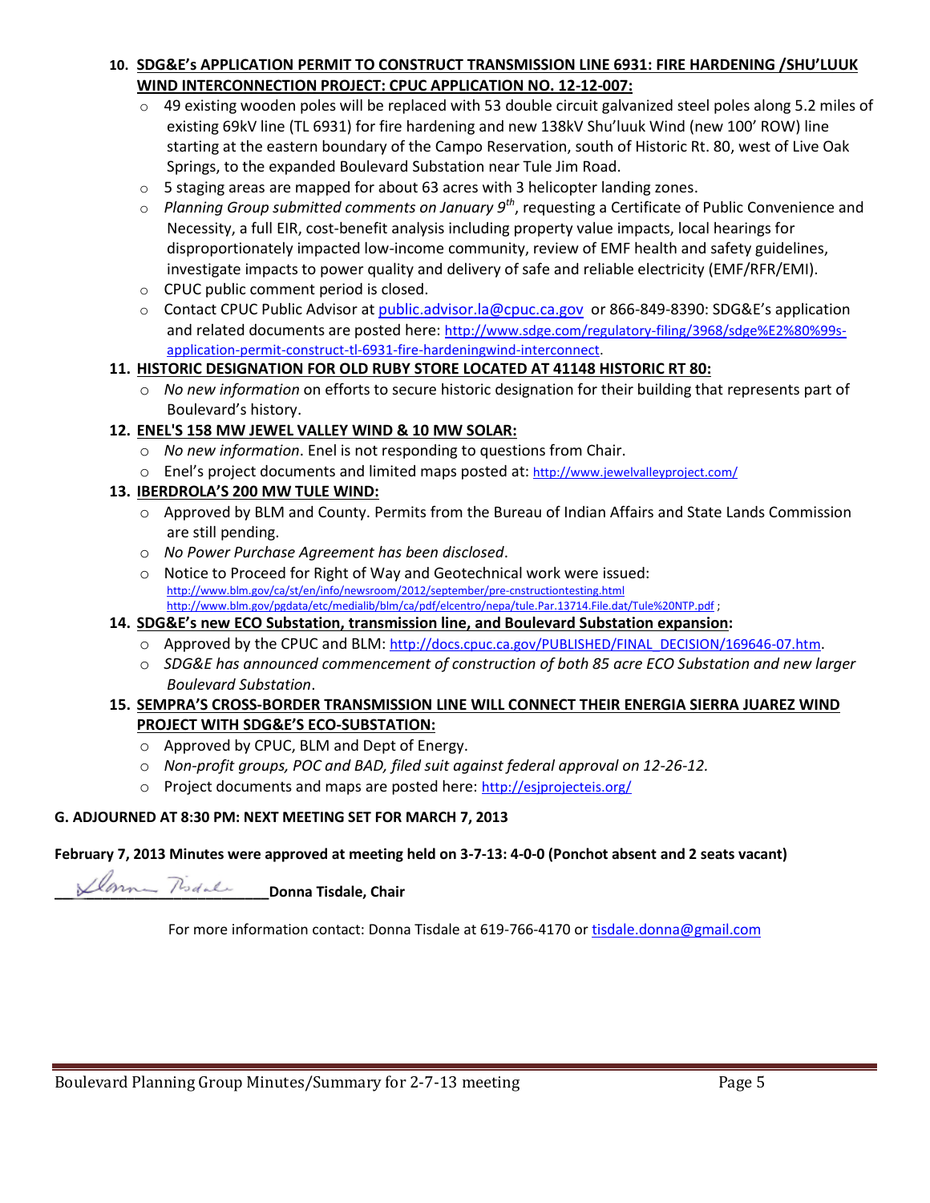10. **SDG&E's APPLICATION PERMIT TO CONSTRUCT TRANSMISSION LINE 6931: FIRE HARDENING /SHU'LUUK WIND INTERCONNECTION PROJECT: CPUC APPLICATION NO. 12-12-007:**
    - 49 existing wooden poles will be replaced with 53 double circuit galvanized steel poles along 5.2 miles of existing 69kV line (TL 6931) for fire hardening and new 138kV Shu'luuk Wind (new 100' ROW) line starting at the eastern boundary of the Campo Reservation, south of Historic Rt. 80, west of Live Oak Springs, to the expanded Boulevard Substation near Tule Jim Road.
    - 5 staging areas are mapped for about 63 acres with 3 helicopter landing zones.
    - *Planning Group submitted comments on January 9th*, requesting a Certificate of Public Convenience and Necessity, a full EIR, cost-benefit analysis including property value impacts, local hearings for disproportionately impacted low-income community, review of EMF health and safety guidelines, investigate impacts to power quality and delivery of safe and reliable electricity (EMF/RFR/EMI).
    - CPUC public comment period is closed.
    - Contact CPUC Public Advisor at public.advisor.la@cpuc.ca.gov or 866-849-8390: SDG&E's application and related documents are posted here: http://www.sdge.com/regulatory-filing/3968/sdge%E2%80%99s-application-permit-construct-tl-6931-fire-hardeningwind-interconnect.
11. **HISTORIC DESIGNATION FOR OLD RUBY STORE LOCATED AT 41148 HISTORIC RT 80:**
    - *No new information* on efforts to secure historic designation for their building that represents part of Boulevard's history.
12. **ENEL'S 158 MW JEWEL VALLEY WIND & 10 MW SOLAR:**
    - *No new information*. Enel is not responding to questions from Chair.
    - Enel's project documents and limited maps posted at: http://www.jewelvalleyproject.com/
13. **IBERDROLA'S 200 MW TULE WIND:**
    - Approved by BLM and County. Permits from the Bureau of Indian Affairs and State Lands Commission are still pending.
    - *No Power Purchase Agreement has been disclosed*.
    - Notice to Proceed for Right of Way and Geotechnical work were issued: http://www.blm.gov/ca/st/en/info/newsroom/2012/september/pre-cnstructiontesting.html http://www.blm.gov/pgdata/etc/medialib/blm/ca/pdf/elcentro/nepa/tule.Par.13714.File.dat/Tule%20NTP.pdf ;
14. **SDG&E's new ECO Substation, transmission line, and Boulevard Substation expansion:**
    - Approved by the CPUC and BLM: http://docs.cpuc.ca.gov/PUBLISHED/FINAL_DECISION/169646-07.htm.
    - *SDG&E has announced commencement of construction of both 85 acre ECO Substation and new larger Boulevard Substation*.
15. **SEMPRA'S CROSS-BORDER TRANSMISSION LINE WILL CONNECT THEIR ENERGIA SIERRA JUAREZ WIND PROJECT WITH SDG&E'S ECO-SUBSTATION:**
    - Approved by CPUC, BLM and Dept of Energy.
    - *Non-profit groups, POC and BAD, filed suit against federal approval on 12-26-12.*
    - Project documents and maps are posted here: http://esjprojecteis.org/

**G. ADJOURNED AT 8:30 PM: NEXT MEETING SET FOR MARCH 7, 2013**

**February 7, 2013 Minutes were approved at meeting held on 3-7-13: 4-0-0 (Ponchot absent and 2 seats vacant)**

___________________________ **Donna Tisdale, Chair**

For more information contact: Donna Tisdale at 619-766-4170 or tisdale.donna@gmail.com